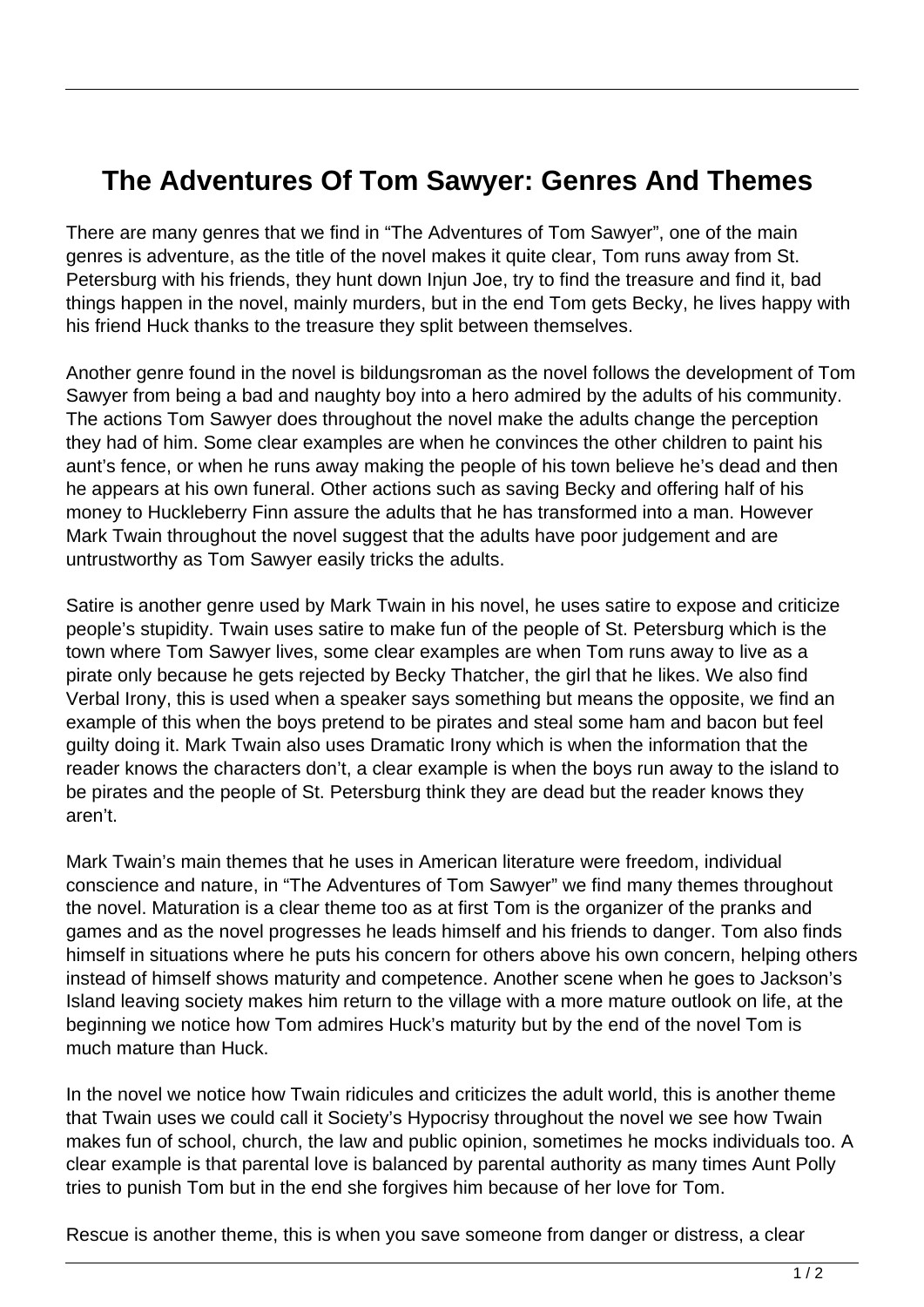# The Adventures Of Tom Sawyer: Genres And Themes

There are many genres that we find in "The Adventures of Tom Sawyer", one of the main genres is adventure, as the title of the novel makes it quite clear, Tom runs away from St. Petersburg with his friends, they hunt down Injun Joe, try to find the treasure and find it, bad things happen in the novel, mainly murders, but in the end Tom gets Becky, he lives happy with his friend Huck thanks to the treasure they split between themselves.

Another genre found in the novel is bildungsroman as the novel follows the development of Tom Sawyer from being a bad and naughty boy into a hero admired by the adults of his community. The actions Tom Sawyer does throughout the novel make the adults change the perception they had of him. Some clear examples are when he convinces the other children to paint his aunt's fence, or when he runs away making the people of his town believe he's dead and then he appears at his own funeral. Other actions such as saving Becky and offering half of his money to Huckleberry Finn assure the adults that he has transformed into a man. However Mark Twain throughout the novel suggest that the adults have poor judgement and are untrustworthy as Tom Sawyer easily tricks the adults.

Satire is another genre used by Mark Twain in his novel, he uses satire to expose and criticize people's stupidity. Twain uses satire to make fun of the people of St. Petersburg which is the town where Tom Sawyer lives, some clear examples are when Tom runs away to live as a pirate only because he gets rejected by Becky Thatcher, the girl that he likes. We also find Verbal Irony, this is used when a speaker says something but means the opposite, we find an example of this when the boys pretend to be pirates and steal some ham and bacon but feel guilty doing it. Mark Twain also uses Dramatic Irony which is when the information that the reader knows the characters don't, a clear example is when the boys run away to the island to be pirates and the people of St. Petersburg think they are dead but the reader knows they aren't.

Mark Twain's main themes that he uses in American literature were freedom, individual conscience and nature, in "The Adventures of Tom Sawyer" we find many themes throughout the novel. Maturation is a clear theme too as at first Tom is the organizer of the pranks and games and as the novel progresses he leads himself and his friends to danger. Tom also finds himself in situations where he puts his concern for others above his own concern, helping others instead of himself shows maturity and competence. Another scene when he goes to Jackson's Island leaving society makes him return to the village with a more mature outlook on life, at the beginning we notice how Tom admires Huck's maturity but by the end of the novel Tom is much mature than Huck.

In the novel we notice how Twain ridicules and criticizes the adult world, this is another theme that Twain uses we could call it Society's Hypocrisy throughout the novel we see how Twain makes fun of school, church, the law and public opinion, sometimes he mocks individuals too. A clear example is that parental love is balanced by parental authority as many times Aunt Polly tries to punish Tom but in the end she forgives him because of her love for Tom.

Rescue is another theme, this is when you save someone from danger or distress, a clear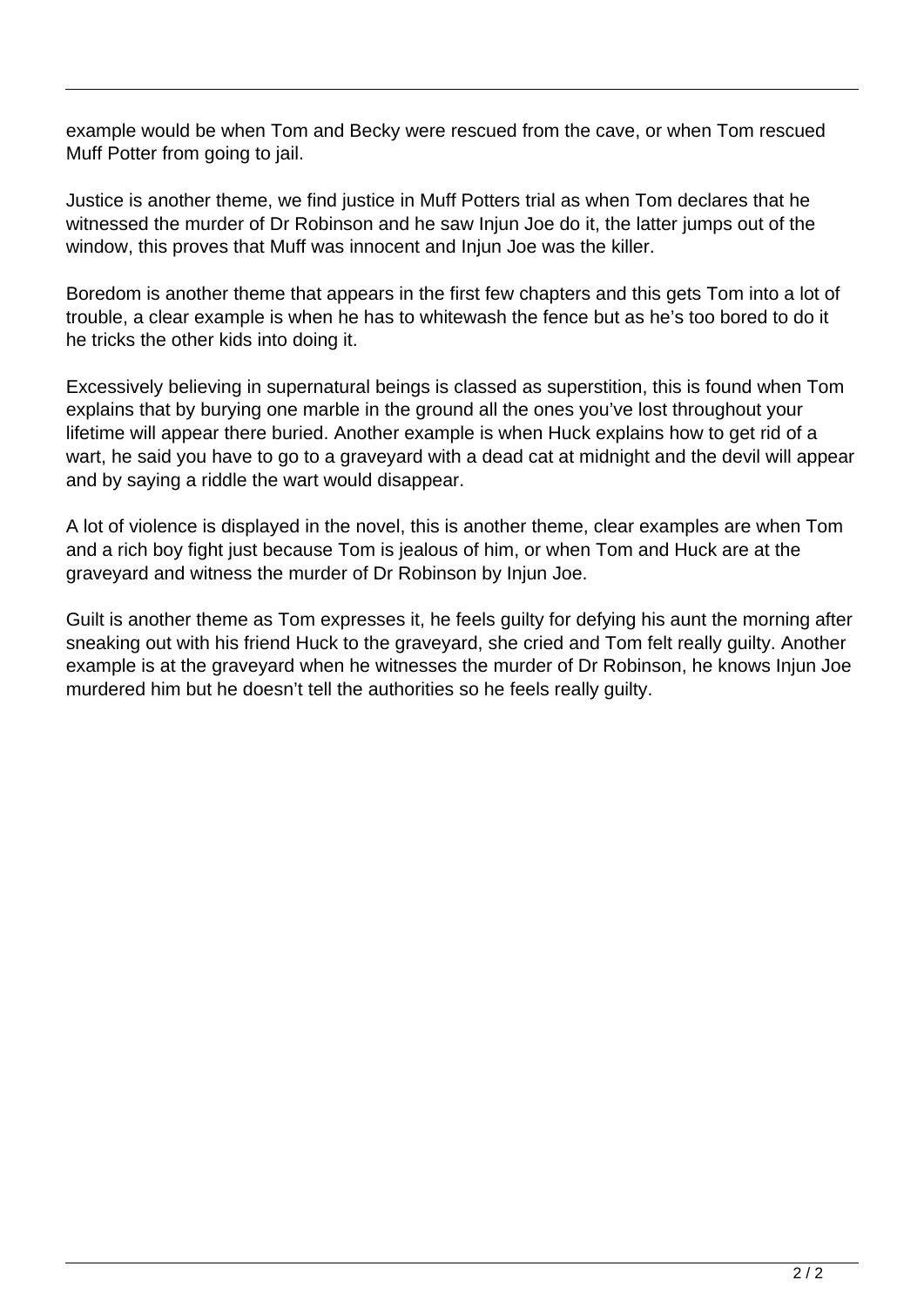example would be when Tom and Becky were rescued from the cave, or when Tom rescued Muff Potter from going to jail.

Justice is another theme, we find justice in Muff Potters trial as when Tom declares that he witnessed the murder of Dr Robinson and he saw Injun Joe do it, the latter jumps out of the window, this proves that Muff was innocent and Injun Joe was the killer.

Boredom is another theme that appears in the first few chapters and this gets Tom into a lot of trouble, a clear example is when he has to whitewash the fence but as he's too bored to do it he tricks the other kids into doing it.

Excessively believing in supernatural beings is classed as superstition, this is found when Tom explains that by burying one marble in the ground all the ones you've lost throughout your lifetime will appear there buried. Another example is when Huck explains how to get rid of a wart, he said you have to go to a graveyard with a dead cat at midnight and the devil will appear and by saying a riddle the wart would disappear.

A lot of violence is displayed in the novel, this is another theme, clear examples are when Tom and a rich boy fight just because Tom is jealous of him, or when Tom and Huck are at the graveyard and witness the murder of Dr Robinson by Injun Joe.

Guilt is another theme as Tom expresses it, he feels guilty for defying his aunt the morning after sneaking out with his friend Huck to the graveyard, she cried and Tom felt really guilty. Another example is at the graveyard when he witnesses the murder of Dr Robinson, he knows Injun Joe murdered him but he doesn't tell the authorities so he feels really guilty.